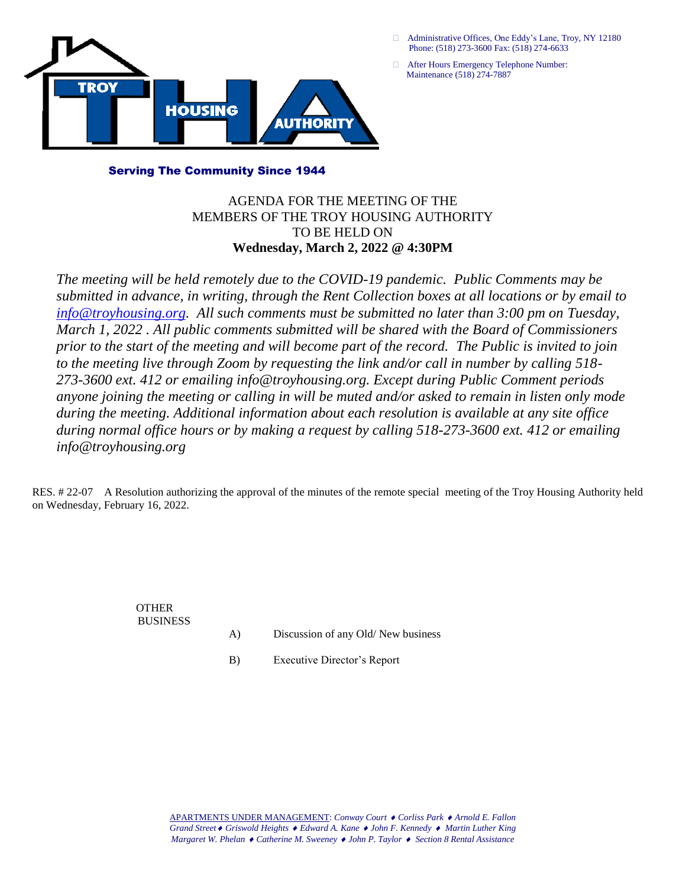Administrative Offices, One Eddy's Lane, Troy, NY 12180
Phone: (518) 273-3600 Fax: (518) 274-6633

After Hours Emergency Telephone Number:
Maintenance (518) 274-7887

**TROY HOUSING AUTHORITY**

**Serving The Community Since 1944**

AGENDA FOR THE MEETING OF THE
MEMBERS OF THE TROY HOUSING AUTHORITY
TO BE HELD ON
**Wednesday, March 2, 2022 @ 4:30PM**

*The meeting will be held remotely due to the COVID-19 pandemic. Public Comments may be submitted in advance, in writing, through the Rent Collection boxes at all locations or by email to info@troyhousing.org. All such comments must be submitted no later than 3:00 pm on Tuesday, March 1, 2022 . All public comments submitted will be shared with the Board of Commissioners prior to the start of the meeting and will become part of the record. The Public is invited to join to the meeting live through Zoom by requesting the link and/or call in number by calling 518-273-3600 ext. 412 or emailing info@troyhousing.org. Except during Public Comment periods anyone joining the meeting or calling in will be muted and/or asked to remain in listen only mode during the meeting. Additional information about each resolution is available at any site office during normal office hours or by making a request by calling 518-273-3600 ext. 412 or emailing info@troyhousing.org*

RES. # 22-07 A Resolution authorizing the approval of the minutes of the remote special meeting of the Troy Housing Authority held on Wednesday, February 16, 2022.

OTHER BUSINESS

A) Discussion of any Old/ New business

B) Executive Director's Report

APARTMENTS UNDER MANAGEMENT: *Conway Court ♦ Corliss Park ♦ Arnold E. Fallon Grand Street ♦ Griswold Heights ♦ Edward A. Kane ♦ John F. Kennedy ♦ Martin Luther King Margaret W. Phelan ♦ Catherine M. Sweeney ♦ John P. Taylor ♦ Section 8 Rental Assistance*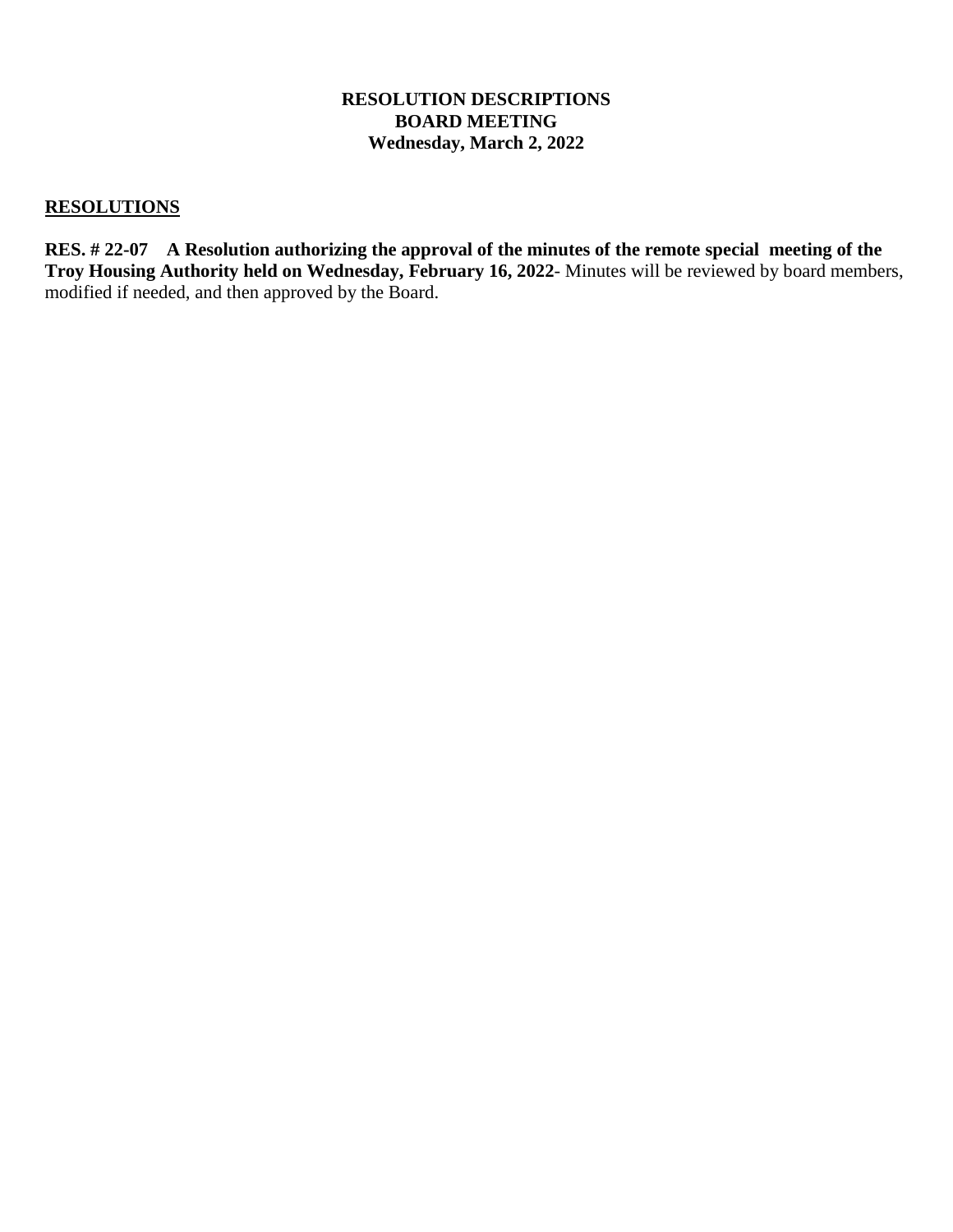**RESOLUTION DESCRIPTIONS**
**BOARD MEETING**
**Wednesday, March 2, 2022**

## RESOLUTIONS

**RES. # 22-07 A Resolution authorizing the approval of the minutes of the remote special meeting of the Troy Housing Authority held on Wednesday, February 16, 2022**- Minutes will be reviewed by board members, modified if needed, and then approved by the Board.